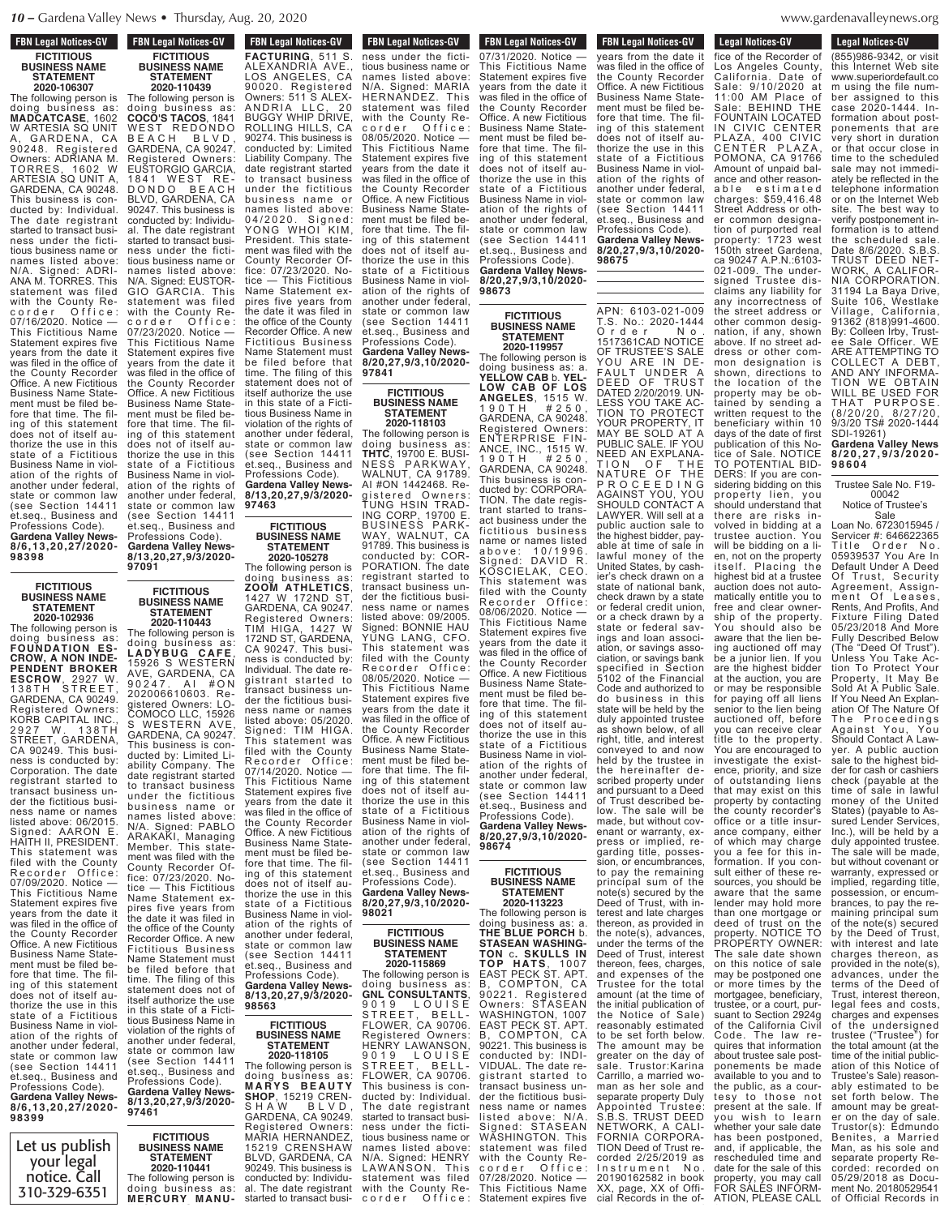FBN Legal Notices-GV

**FICTITIOUS BUSINESS NAME STATEMENT 2020-106307**

The following person is doing business as: **MADCATCASE**, 1602 W ARTESIA SQ UNIT A, GARDENA, CA 90248. Registered Owners: ADRIANA M. TORRES, 1602 W ARTESIA SQ UNIT A, GARDENA, CA 90248. This business is conducted by: Individual. The date registrant started to transact business under the fictitious business name or names listed above: N/A. Signed: ADRIANA M. TORRES. This statement was filed with the County Recorder Office: 07/16/2020. Notice — This Fictitious Name Statement expires five years from the date it was filed in the office of the County Recorder Office. A new Fictitious Business Name Statement must be filed before that time. The filing of this statement does not of itself authorize the use in this state of a Fictitious Business Name in violation of the rights of another under federal, state or common law (see Section 14411 et.seq., Business and Professions Code).
**Gardena Valley News-8/6,13,20,27/2020-98398**

**FICTITIOUS BUSINESS NAME STATEMENT 2020-102936**

The following person is doing business as: **FOUNDATION ESCROW, A NON INDEPENDENT BROKER ESCROW**, 2927 W. 138TH STREET, GARDENA, CA 90249. Registered Owners: KORB CAPITAL INC., 2927 W. 138TH STREET, GARDENA, CA 90249. This business is conducted by: Corporation. The date registrant started to transact business under the fictitious business name or names listed above: 06/2015. Signed: AARON E. HAITH II, PRESIDENT. This statement was filed with the County Recorder Office: 07/09/2020. Notice — This Fictitious Name Statement expires five years from the date it was filed in the office of the County Recorder Office. A new Fictitious Business Name Statement must be filed before that time. The filing of this statement does not of itself authorize the use in this state of a Fictitious Business Name in violation of the rights of another under federal, state or common law (see Section 14411 et.seq., Business and Professions Code).
**Gardena Valley News-8/6,13,20,27/2020-98399**

Let us publish your legal notice. Call 310-329-6351

**FICTITIOUS BUSINESS NAME STATEMENT 2020-110439**

The following person is doing business as: **COCO'S TACOS**, 1841 WEST REDONDO BEACH BLVD, GARDENA, CA 90247. Registered Owners: EUSTORGIO GARCIA, 1841 WEST REDONDO BEACH BLVD, GARDENA, CA 90247. This business is conducted by: Individual. The date registrant started to transact business under the fictitious business name or names listed above: N/A. Signed: EUSTORGIO GARCIA. This statement was filed with the County Recorder Office: 07/23/2020. Notice — This Fictitious Name Statement expires five years from the date it was filed in the office of the County Recorder Office. A new Fictitious Business Name Statement must be filed before that time. The filing of this statement does not of itself authorize the use in this state of a Fictitious Business Name in violation of the rights of another under federal, state or common law (see Section 14411 et.seq., Business and Professions Code).
**Gardena Valley News-8/13,20,27,9/3/2020-97091**

**FICTITIOUS BUSINESS NAME STATEMENT 2020-110443**

The following person is doing business as: **LADYBUG CAFE**, 15926 S WESTERN AVE, GARDENA, CA 90247. AI #ON 202006610603. Registered Owners: LOCOMOCO LLC, 15926 S WESTERN AVE, GARDENA, CA 90247. This business is conducted by: Limited Liability Company. The date registrant started to transact business under the fictitious business name or names listed above: N/A. Signed: PABLO ARAKAKI, Managing Member. This statement was filed with the County Recorder Office: 07/23/2020. Notice — This Fictitious Name Statement expires five years from the date it was filed in the office of the County Recorder Office. A new Fictitious Business Name Statement must be filed before that time. The filing of this statement does not of itself authorize the use in this state of a Fictitious Business Name in violation of the rights of another under federal, state or common law (see Section 14411 et.seq., Business and Professions Code).
**Gardena Valley News-8/13,20,27,9/3/2020-97461**

**FICTITIOUS BUSINESS NAME STATEMENT 2020-110441**

The following person is doing business as: **MERCURY MANUFACTURING**, 511 S. ALEXANDRIA AVE., LOS ANGELES, CA 90020. Registered Owners: 511 S ALEXANDRIA LLC, 20 BUGGY WHIP DRIVE, ROLLING HILLS, CA 90274. This business is conducted by: Limited Liability Company. The date registrant started to transact business under the fictitious business name or names listed above: 04/2020. Signed: YONG WHOI KIM, President. This statement was filed with the County Recorder Office: 07/23/2020. Notice — This Fictitious Name Statement expires five years from the date it was filed in the office of the County Recorder Office. A new Fictitious Business Name Statement must be filed before that time. The filing of this statement does not of itself authorize the use in this state of a Fictitious Business Name in violation of the rights of another under federal, state or common law (see Section 14411 et.seq., Business and Professions Code).
**Gardena Valley News-8/13,20,27,9/3/2020-97463**

**FICTITIOUS BUSINESS NAME STATEMENT 2020-105278**

The following person is doing business as: **ZOOM ATHLETICS**, 1427 W 172ND ST, GARDENA, CA 90247. Registered Owners: TIM HIGA, 1427 W 172ND ST, GARDENA, CA 90247. This business is conducted by: Individual. The date registrant started to transact business under the fictitious business name or names listed above: 05/2020. Signed: TIM HIGA. This statement was filed with the County Recorder Office: 07/14/2020. Notice — This Fictitious Name Statement expires five years from the date it was filed in the office of the County Recorder Office. A new Fictitious Business Name Statement must be filed before that time. The filing of this statement does not of itself authorize the use in this state of a Fictitious Business Name in violation of the rights of another under federal, state or common law (see Section 14411 et.seq., Business and Professions Code).
**Gardena Valley News-8/13,20,27,9/3/2020-98563**

**FICTITIOUS BUSINESS NAME STATEMENT 2020-118105**

The following person is doing business as: **MARYS BEAUTY SHOP**, 15219 CRENSHAW BLVD, GARDENA, CA 90249. Registered Owners: MARIA HERNANDEZ, 15219 CRENSHAW BLVD, GARDENA, CA 90249. This business is conducted by: Individual. The date registrant started to transact business under the fictitious business name or names listed above: N/A. Signed: MARIA HERNANDEZ. This statement was filed with the County Recorder Office: 08/05/2020. Notice — This Fictitious Name Statement expires five years from the date it was filed in the office of the County Recorder Office. A new Fictitious Business Name Statement must be filed before that time. The filing of this statement does not of itself authorize the use in this state of a Fictitious Business Name in violation of the rights of another under federal, state or common law (see Section 14411 et.seq., Business and Professions Code).
**Gardena Valley News-8/20,27,9/3,10/2020-97841**

**FICTITIOUS BUSINESS NAME STATEMENT 2020-118103**

The following person is doing business as: **THTC**, 19700 E. BUSINESS PARKWAY, WALNUT, CA 91789. AI #ON 1442468. Registered Owners: TUNG HSIN TRADING CORP, 19700 E. BUSINESS PARKWAY, WALNUT, CA 91789. This business is conducted by: CORPORATION. The date registrant started to transact business under the fictitious business name or names listed above: 09/2005. Signed: BONNIE HAU YUNG LANG, CFO. This statement was filed with the County Recorder Office: 08/05/2020. Notice — This Fictitious Name Statement expires five years from the date it was filed in the office of the County Recorder Office. A new Fictitious Business Name Statement must be filed before that time. The filing of this statement does not of itself authorize the use in this state of a Fictitious Business Name in violation of the rights of another under federal, state or common law (see Section 14411 et.seq., Business and Professions Code).
**Gardena Valley News-8/20,27,9/3,10/2020-98021**

**FICTITIOUS BUSINESS NAME STATEMENT 2020-115869**

The following person is doing business as: **GNL CONSULTANTS**, 9019 LOUISE STREET, BELLFLOWER, CA 90706. Registered Owners: HENRY LAWANSON, 9019 LOUISE STREET, BELLFLOWER, CA 90706. This business is conducted by: Individual. The date registrant started to transact business under the fictitious business name or names listed above: N/A. Signed: HENRY LAWANSON. This statement was filed with the County Recorder Office: 07/31/2020. Notice — This Fictitious Name Statement expires five years from the date it was filed in the office of the County Recorder Office. A new Fictitious Business Name Statement must be filed before that time. The filing of this statement does not of itself authorize the use in this state of a Fictitious Business Name in violation of the rights of another under federal, state or common law (see Section 14411 et.seq., Business and Professions Code).
**Gardena Valley News-8/20,27,9/3,10/2020-98673**

**FICTITIOUS BUSINESS NAME STATEMENT 2020-119957**

The following person is doing business as: a. **YELLOW CAB** b. **YELLOW CAB OF LOS ANGELES**, 1515 W. 190TH #250, GARDENA, CA 90248. Registered Owners: ENTERPRISE FINANCE, INC., 1515 W. 190TH #250, GARDENA, CA 90248. This business is conducted by: CORPORATION. The date registrant started to transact business under the fictitious business name or names listed above: 10/1996. Signed: DAVID R. KOSCIELAK, CEO. This statement was filed with the County Recorder Office: 08/06/2020. Notice — This Fictitious Name Statement expires five years from the date it was filed in the office of the County Recorder Office. A new Fictitious Business Name Statement must be filed before that time. The filing of this statement does not of itself authorize the use in this state of a Fictitious Business Name in violation of the rights of another under federal, state or common law (see Section 14411 et.seq., Business and Professions Code).
**Gardena Valley News-8/20,27,9/3,10/2020-98674**

**FICTITIOUS BUSINESS NAME STATEMENT 2020-113223**

The following person is doing business as: a. **THE BLUE PORCH** b. **STASEAN WASHINGTON** c. **SKULLS IN TOP HATS**, 1007 EAST PECK ST. APT. B, COMPTON, CA 90221. Registered Owners: STASEAN WASHINGTON, 1007 EAST PECK ST. APT. B, COMPTON, CA 90221. This business is conducted by: INDIVIDUAL. The date registrant started to transact business under the fictitious business name or names listed above: N/A. Signed: STASEAN WASHINGTON. This statement was filed with the County Recorder Office: 07/28/2020. Notice — This Fictitious Name Statement expires five years from the date it was filed in the office of the County Recorder Office. A new Fictitious Business Name Statement must be filed before that time. The filing of this statement does not of itself authorize the use in this state of a Fictitious Business Name in violation of the rights of another under federal, state or common law (see Section 14411 et.seq., Business and Professions Code).
**Gardena Valley News-8/20,27,9/3,10/2020-98675**

Legal Notices-GV

APN: 6103-021-009 T.S. No.: 2020-1444 Order No. 1517361CAD NOTICE OF TRUSTEE'S SALE YOU ARE IN DEFAULT UNDER A DEED OF TRUST DATED 2/20/2019. UNLESS YOU TAKE ACTION TO PROTECT YOUR PROPERTY, IT MAY BE SOLD AT A PUBLIC SALE. IF YOU NEED AN EXPLANATION OF THE NATURE OF THE PROCEEDING AGAINST YOU, YOU SHOULD CONTACT A LAWYER. Will sell at a public auction sale to the highest bidder, payable at time of sale in lawful money of the United States, by cashier's check drawn on a state of national bank, check drawn by a state or federal credit union, or a check drawn by a state or federal savings and loan association, or savings association, or savings bank specified in Section 5102 of the Financial Code and authorized to do business in this state will be held by the duly appointed trustee as shown below, of all right, title, and interest conveyed to and now held by the trustee in the hereinafter described property under and pursuant to a Deed of Trust described below. The sale will be made, but without covenant or warranty, express or implied, regarding title, possession, or encumbrances, to pay the remaining principal sum of the note(s) secured by the Deed of Trust, with interest and late charges thereon, as provided in the note(s), advances, under the terms of the Deed of Trust, interest thereon, fees, charges, and expenses of the Trustee for the total amount (at the time of the initial publication of the Notice of Sale) reasonably estimated to be set forth below. The amount may be greater on the day of sale. Trustor:Karina Carrillo, a married woman as her sole and separate property Duly Appointed Trustee: S.B.S. TRUST DEED NETWORK, A CALIFORNIA CORPORATION Deed of Trust recorded 2/25/2019 as Instrument No. 20190162582 in book XX, page XX of Official Records in the office of the Recorder of Los Angeles County, California. Date of Sale: 9/10/2020 at 11:00 AM Place of Sale: BEHIND THE FOUNTAIN LOCATED IN CIVIC CENTER PLAZA, 400 CIVIC CENTER PLAZA, POMONA, CA 91766 Amount of unpaid balance and other reasonable estimated charges: $59,416.48 Street Address or other common designation of purported real property: 1723 west 150th street Gardena, ca 90247 A.P.N.:6103-021-009. The undersigned Trustee disclaims any liability for any incorrectness of the street address or other common designation, if any, shown above. If no street address or other common designation is shown, directions to the location of the property may be obtained by sending a written request to the beneficiary within 10 days of the date of first publication of this Notice of Sale. NOTICE TO POTENTIAL BIDDERS: If you are considering bidding on this property lien, you should understand that there are risks involved in bidding at a trustee auction. You will be bidding on a lien, not on the property itself. Placing the highest bid at a trustee auction does not automatically entitle you to free and clear ownership of the property. You should also be aware that the lien being auctioned off may be a junior lien. If you are the highest bidder at the auction, you are or may be responsible for paying off all liens senior to the lien being auctioned off, before you can receive clear title to the property. You are encouraged to investigate the existence, priority, and size of outstanding liens that may exist on this property by contacting the county recorder's office or a title insurance company, either of which may charge you a fee for this information. If you consult either of these resources, you should be aware that the same lender may hold more than one mortgage or deed of trust on the property. NOTICE TO PROPERTY OWNER: The sale date shown on this notice of sale may be postponed one or more times by the mortgagee, beneficiary, trustee, or a court, pursuant to Section 2924g of the California Civil Code. The law requires that information about trustee sale postponements be made available to you and to the public, as a courtesy to those not present at the sale. If you wish to learn whether your sale date has been postponed, and, if applicable, the rescheduled time and date for the sale of this property, you may call FOR SALES INFORMATION, PLEASE CALL (855)986-9342, or visit this Internet Web site www.superiordefault.com using the file number assigned to this case 2020-1444. Information about postponements that are very short in duration or that occur close in time to the scheduled sale may not immediately be reflected in the telephone information or on the Internet Web site. The best way to verify postponement information is to attend the scheduled sale. Date 8/6/2020. S.B.S. TRUST DEED NETWORK, A CALIFORNIA CORPORATION. 31194 La Baya Drive, Suite 106, Westlake Village, California, 91362 (818)991-4600. By: Colleen Irby, Trustee Sale Officer. WE ARE ATTEMPTING TO COLLECT A DEBT, AND ANY INFORMATION WE OBTAIN WILL BE USED FOR THAT PURPOSE. (8/20/20, 8/27/20, 9/3/20 TS# 2020-1444 SDI-19261)
**Gardena Valley News 8/20,27,9/3/2020-98604**

Trustee Sale No. F19-00042

Notice of Trustee's Sale

Loan No. 6723015945 / Servicer #: 646622365 Title Order No. 05939537 You Are In Default Under A Deed Of Trust, Security Agreement, Assignment Of Leases, Rents, And Profits, And Fixture Filing Dated 05/23/2018 And More Fully Described Below (The "Deed Of Trust"). Unless You Take Action To Protect Your Property, It May Be Sold At A Public Sale. If You Need An Explanation Of The Nature Of The Proceedings Against You, You Should Contact A Lawyer. A public auction sale to the highest bidder for cash or cashiers check (payable at the time of sale in lawful money of the United States) (payable to Assured Lender Services, Inc.), will be held by a duly appointed trustee. The sale will be made, but without covenant or warranty, expressed or implied, regarding title, possession, or encumbrances, to pay the remaining principal sum of the note(s) secured by the Deed of Trust, with interest and late charges thereon, as provided in the note(s), advances, under the terms of the Deed of Trust, interest thereon, legal fees and costs, charges and expenses of the undersigned trustee ("Trustee") for the total amount (at the time of the initial publication of this Notice of Trustee's Sale) reasonably estimated to be set forth below. The amount may be greater on the day of sale. Trustor(s): Edmundo Benites, a Married Man, as his sole and separate property Recorded: recorded on 05/29/2018 as Document No. 20180529541 of Official Records in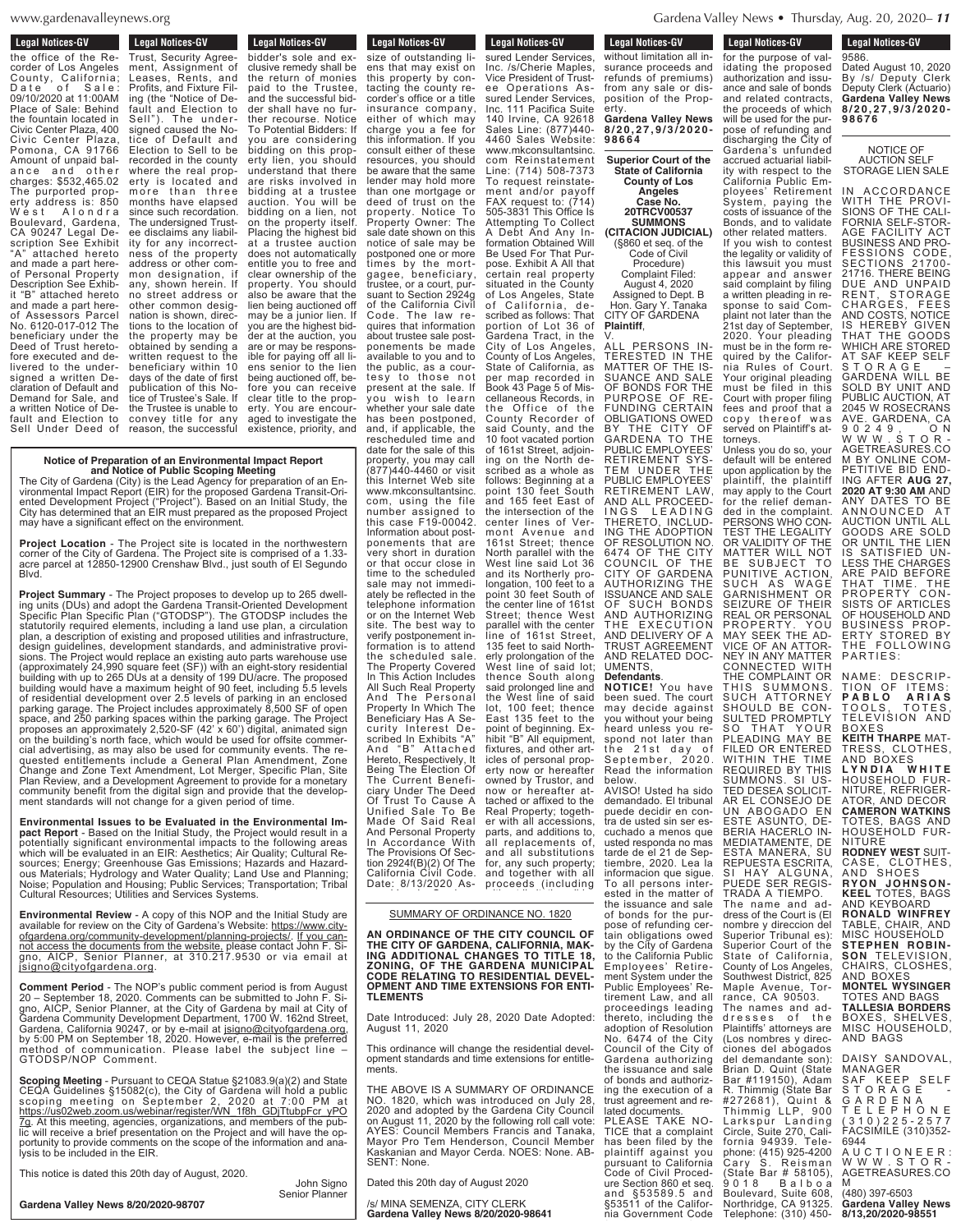Legal Notices-GV

the office of the Recorder of Los Angeles County, California; Date of Sale: 09/10/2020 at 11:00AM Place of Sale: Behind the fountain located in Civic Center Plaza, 400 Civic Center Plaza, Pomona, CA 91766 Amount of unpaid balance and other charges: $532,465.02 The purported property address is: 850 West Alondra Boulevard, Gardena, CA 90247 Legal Description See Exhibit "A" attached hereto and made a part hereof Personal Property Description See Exhibit "B" attached hereto and made a part hereof Assessors Parcel No. 6120-017-012 The beneficiary under the Deed of Trust heretofore executed and delivered to the undersigned a written Declaration of Default and Demand for Sale, and a written Notice of Default and Election to Sell Under Deed of Trust, Security Agreement, Assignment of Leases, Rents, and Profits, and Fixture Filing (the "Notice of Default and Election to Sell"). The undersigned caused the Notice of Default and Election to Sell to be recorded in the county where the real property is located and more than three months have elapsed since such recordation. The undersigned Trustee disclaims any liability for any incorrectness of the property address or other common designation, if any, shown herein. If no street address or other common designation is shown, directions to the location of the property may be obtained by sending a written request to the beneficiary within 10 days of the date of first publication of this Notice of Trustee's Sale. If the Trustee is unable to convey title for any reason, the successful bidder's sole and exclusive remedy shall be the return of monies paid to the Trustee, and the successful bidder shall have no further recourse. Notice To Potential Bidders: If you are considering bidding on this property lien, you should understand that there are risks involved in bidding at a trustee auction. You will be bidding on a lien, not on the property itself. Placing the highest bid at a trustee auction does not automatically entitle you to free and clear ownership of the property. You should also be aware that the lien being auctioned off may be a junior lien. If you are the highest bidder at the auction, you are or may be responsible for paying off all liens senior to the lien being auctioned off, before you can receive clear title to the property. You are encouraged to investigate the existence, priority, and size of outstanding liens that may exist on this property by contacting the county recorder's office or a title insurance company, either of which may charge you a fee for this information. If you consult either of these resources, you should be aware that the same lender may hold more than one mortgage or deed of trust on the property. Notice To Property Owner: The sale date shown on this notice of sale may be postponed one or more times by the mortgagee, beneficiary, trustee, or a court, pursuant to Section 2924g of the California Civil Code. The law requires that information about trustee sale postponements be made available to you and to the public, as a courtesy to those not present at the sale. If you wish to learn whether your sale date has been postponed, and, if applicable, the rescheduled time and date for the sale of this property, you may call (877)440-4460 or visit this Internet Web site www.mkconsultantsinc.com, using the file number assigned to this case F19-00042. Information about postponements that are very short in duration or that occur close in time to the scheduled sale may not immediately be reflected in the telephone information or on the Internet Web site. The best way to verify postponement information is to attend the scheduled sale. The Property Covered In This Action Includes All Such Real Property And The Personal Property In Which The Beneficiary Has A Security Interest Described In Exhibits "A" And "B" Attached Hereto, Respectively, It Being The Election Of The Current Beneficiary Under The Deed Of Trust To Cause A Unified Sale To Be Made Of Said Real And Personal Property In Accordance With The Provisions Of Section 2924f(B)(2) Of The California Civil Code. Date: 8/13/2020 Assured Lender Services, Inc. /s/Cherie Maples, Vice President of Trustee Operations Assured Lender Services, Inc. 111 Pacifica Suite 140 Irvine, CA 92618 Sales Line: (877)440-4460 Sales Website: www.mkconsultantsinc.com Reinstatement Line: (714) 508-7373 To request reinstatement and/or payoff FAX request to: (714) 505-3831 This Office Is Attempting To Collect A Debt And Any Information Obtained Will Be Used For That Purpose. Exhibit A All that certain real property situated in the County of Los Angeles, State of California, described as follows: That portion of Lot 36 of Gardena Tract, in the City of Los Angeles, County of Los Angeles, State of California, as per map recorded in Book 43 Page 5 of Miscellaneous Records, in the Office of the County Recorder of said County, and the 10 foot vacated portion of 161st Street, adjoining on the North described as a whole as follows: Beginning at a point 130 feet South and 165 feet East of the intersection of the center lines of Vermont Avenue and 161st Street; thence North parallel with the West line said Lot 36 and its Northerly prolongation, 100 feet to a point 30 feet South of the center line of 161st Street; thence West parallel with the center line of 161st Street, 135 feet to said Northerly prolongation of the West line of said lot; thence South along said prolonged line and the West line of said lot, 100 feet; thence East 135 feet to the point of beginning. Exhibit "B" All equipment, fixtures, and other articles of personal property now or hereafter owned by Trustor, and now or hereafter attached or affixed to the Real Property; together with all accessions, parts, and additions to, all replacements of, and all substitutions for, any such property; and together with all proceeds (including without limitation all insurance proceeds and refunds of premiums) from any sale or disposition of the Property.

**Gardena Valley News 8/20,27,9/3/2020-98664**

---

## Notice of Preparation of an Environmental Impact Report and Notice of Public Scoping Meeting

The City of Gardena (City) is the Lead Agency for preparation of an Environmental Impact Report (EIR) for the proposed Gardena Transit-Oriented Development Project ("Project"). Based on an Initial Study, the City has determined that an EIR must prepared as the proposed Project may have a significant effect on the environment.

**Project Location** - The Project site is located in the northwestern corner of the City of Gardena. The Project site is comprised of a 1.33-acre parcel at 12850-12900 Crenshaw Blvd., just south of El Segundo Blvd.

**Project Summary** - The Project proposes to develop up to 265 dwelling units (DUs) and adopt the Gardena Transit-Oriented Development Specific Plan Specific Plan ("GTODSP"). The GTODSP includes the statutorily required elements, including a land use plan, a circulation plan, a description of existing and proposed utilities and infrastructure, design guidelines, development standards, and administrative provisions. The Project would replace an existing auto parts warehouse use (approximately 24,990 square feet (SF)) with an eight-story residential building with up to 265 DUs at a density of 199 DU/acre. The proposed building would have a maximum height of 90 feet, including 5.5 levels of residential development over 2.5 levels of parking in an enclosed parking garage. The Project includes approximately 8,500 SF of open space, and 250 parking spaces within the parking garage. The Project proposes an approximately 2,520-SF (42' x 60') digital, animated sign on the building's north face, which would be used for offsite commercial advertising, as may also be used for community events. The requested entitlements include a General Plan Amendment, Zone Change and Zone Text Amendment, Lot Merger, Specific Plan, Site Plan Review, and a Development Agreement to provide for a monetary community benefit from the digital sign and provide that the development standards will not change for a given period of time.

**Environmental Issues to be Evaluated in the Environmental Impact Report** - Based on the Initial Study, the Project would result in a potentially significant environmental impacts to the following areas which will be evaluated in an EIR: Aesthetics; Air Quality; Cultural Resources; Energy; Greenhouse Gas Emissions; Hazards and Hazardous Materials; Hydrology and Water Quality; Land Use and Planning; Noise; Population and Housing; Public Services; Transportation; Tribal Cultural Resources; Utilities and Services Systems.

**Environmental Review** - A copy of this NOP and the Initial Study are available for review on the City of Gardena's Website: https://www.cityofgardena.org/community-development/planning-projects/. If you cannot access the documents from the website, please contact John F. Signo, AICP, Senior Planner, at 310.217.9530 or via email at jsigno@cityofgardena.org.

**Comment Period** - The NOP's public comment period is from August 20 – September 18, 2020. Comments can be submitted to John F. Signo, AICP, Senior Planner, at the City of Gardena by mail at City of Gardena Community Development Department, 1700 W. 162nd Street, Gardena, California 90247, or by e-mail at jsigno@cityofgardena.org, by 5:00 PM on September 18, 2020. However, e-mail is the preferred method of communication. Please label the subject line – GTODSP/NOP Comment.

**Scoping Meeting** - Pursuant to CEQA Statue §21083.9(a)(2) and State CEQA Guidelines §15082(c), the City of Gardena will hold a public scoping meeting on September 2, 2020 at 7:00 PM at https://us02web.zoom.us/webinar/register/WN_1f8h_GDjTtubpFcr_yPO7g. At this meeting, agencies, organizations, and members of the public will receive a brief presentation on the Project and will have the opportunity to provide comments on the scope of the information and analysis to be included in the EIR.

This notice is dated this 20th day of August, 2020.

John Signo
Senior Planner

**Gardena Valley News 8/20/2020-98707**

---

## SUMMARY OF ORDINANCE NO. 1820

**AN ORDINANCE OF THE CITY COUNCIL OF THE CITY OF GARDENA, CALIFORNIA, MAKING ADDITIONAL CHANGES TO TITLE 18, ZONING, OF THE GARDENA MUNICIPAL CODE RELATING TO RESIDENTIAL DEVELOPMENT AND TIME EXTENSIONS FOR ENTITLEMENTS**

Date Introduced: July 28, 2020 Date Adopted: August 11, 2020

This ordinance will change the residential development standards and time extensions for entitlements.

THE ABOVE IS A SUMMARY OF ORDINANCE NO. 1820, which was introduced on July 28, 2020 and adopted by the Gardena City Council on August 11, 2020 by the following roll call vote: AYES: Council Members Francis and Tanaka, Mayor Pro Tem Henderson, Council Member Kaskanian and Mayor Cerda. NOES: None. ABSENT: None.

Dated this 20th day of August 2020

/s/ MINA SEMENZA, CITY CLERK
**Gardena Valley News 8/20/2020-98641**

---

**Superior Court of the State of California County of Los Angeles Case No. 20TRCV00537 SUMMONS (CITACION JUDICIAL)**
(§860 et seq. of the Code of Civil Procedure)
Complaint Filed: August 4, 2020
Assigned to Dept. B Hon. Gary Y. Tanaka

CITY OF GARDENA **Plaintiff**,
V.
ALL PERSONS INTERESTED IN THE MATTER OF THE ISSUANCE AND SALE OF BONDS FOR THE PURPOSE OF REFUNDING CERTAIN OBLIGATIONS OWED BY THE CITY OF GARDENA TO THE PUBLIC EMPLOYEES' RETIREMENT SYSTEM UNDER THE PUBLIC EMPLOYEES' RETIREMENT LAW, AND ALL PROCEEDINGS LEADING THERETO, INCLUDING THE ADOPTION OF RESOLUTION NO. 6474 OF THE CITY COUNCIL OF THE CITY OF GARDENA AUTHORIZING THE ISSUANCE AND SALE OF SUCH BONDS AND AUTHORIZING THE EXECUTION AND DELIVERY OF A TRUST AGREEMENT AND RELATED DOCUMENTS,
**Defendants**.

**NOTICE!** You have been sued. The court may decide against you without your being heard unless you respond not later than the 21st day of September, 2020. Read the information below.

AVISO! Usted ha sido demandado. El tribunal puede decidir en contra de usted sin ser escuchado a menos que usted responda no mas tarde de el 21 de Septiembre, 2020. Lea la informacion que sigue.

To all persons interested in the matter of the issuance and sale of bonds for the purpose of refunding certain obligations owed by the City of Gardena to the California Public Employees' Retirement System under the Public Employees' Retirement Law, and all proceedings leading thereto, including the adoption of Resolution No. 6474 of the City Council of the City of Gardena authorizing the issuance and sale of bonds and authorizing the execution of a trust agreement and related documents.

PLEASE TAKE NOTICE that a complaint has been filed by the plaintiff against you pursuant to California Code of Civil Procedure Section 860 et seq. and §53589.5 and §53511 of the California Government Code for the purpose of validating the proposed authorization and issuance and sale of bonds and related contracts, the proceeds of which will be used for the purpose of refunding and discharging the City of Gardena's unfunded accrued actuarial liability with respect to the California Public Employees' Retirement System, paying the costs of issuance of the Bonds, and to validate other related matters.

If you wish to contest the legality or validity of this lawsuit you must appear and answer said complaint by filing a written pleading in response to said Complaint not later than the 21st day of September, 2020. Your pleading must be in the form required by the California Rules of Court. Your original pleading must be filed in this Court with proper filing fees and proof that a copy thereof was served on Plaintiff's attorneys.

Unless you do so, your default will be entered upon application by the plaintiff, the plaintiff may apply to the Court for the relief demanded in the complaint. PERSONS WHO CONTEST THE LEGALITY OR VALIDITY OF THE MATTER WILL NOT BE SUBJECT TO PUNITIVE ACTION, SUCH AS WAGE GARNISHMENT OR SEIZURE OF THEIR REAL OR PERSONAL PROPERTY. YOU MAY SEEK THE ADVICE OF AN ATTORNEY IN ANY MATTER CONNECTED WITH THE COMPLAINT OR THIS SUMMONS. SUCH ATTORNEY SHOULD BE CONSULTED PROMPTLY SO THAT YOUR PLEADING MAY BE FILED OR ENTERED WITHIN THE TIME REQUIRED BY THIS SUMMONS. SI USTED DESEA SOLICITAR EL CONSEJO DE UN ABOGADO EN ESTE ASUNTO, DEBERIA HACERLO INMEDIATAMENTE, DE ESTA MANERA, SU REPUESTA ESCRITA, SI HAY ALGUNA, PUEDE SER REGISTRADA A TIEMPO.

The name and address of the Court is (El nombre y direccion del Superior Tribunal es): Superior Court of the State of California, County of Los Angeles, Southwest District, 825 Maple Avenue, Torrance, CA 90503.

The names and addresses of the Plaintiffs' attorneys are (Los nombres y direcciones del abogados del demandante son): Brian D. Quint (State Bar #119150), Adam R. Thimmig (State Bar #272681), Quint & Thimmig LLP, 900 Larkspur Landing Circle, Suite 270, California 94939. Telephone: (415) 925-4200 Cary S. Reisman (State Bar # 58105), 9018 Balboa Boulevard, Suite 608, Northridge, CA 91325. Telephone: (310) 450-9586.

Dated August 10, 2020
By /s/ Deputy Clerk
Deputy Clerk (Actuario)
**Gardena Valley News 8/20,27,9/3/2020-98676**

---

NOTICE OF AUCTION SELF STORAGE LIEN SALE

IN ACCORDANCE WITH THE PROVISIONS OF THE CALIFORNIA SELF-STORAGE FACILITY ACT BUSINESS AND PROFESSIONS CODE, SECTIONS 21700-21716. THERE BEING DUE AND UNPAID RENT, STORAGE CHARGES, FEES AND COSTS, NOTICE IS HEREBY GIVEN THAT THE GOODS WHICH ARE STORED AT SAF KEEP SELF STORAGE – GARDENA WILL BE SOLD BY UNIT AND PUBLIC AUCTION, AT 2045 W ROSECRANS AVE. GARDENA, CA 90249, ON WWW.STORAGETREASURES.COM BY ONLINE COMPETITION BID ENDING AFTER **AUG 27, 2020 AT 9:30 AM** AND ANY DATES TO BE ANNOUNCED AT AUCTION UNTIL ALL GOODS ARE SOLD OR UNTIL THE LIEN IS SATISFIED UNLESS THE CHARGES ARE PAID BEFORE THAT TIME. THE PROPERTY CONSISTS OF ARTICLES OF HOUSEHOLD AND BUSINESS PROPERTY STORED BY THE FOLLOWING PARTIES:

NAME: DESCRIPTION OF ITEMS:
**PABLO ARIAS** TOOLS, TOTES, TELEVISION AND BOXES
**KEITH THARPE** MATTRESS, CLOTHES, AND BOXES
**YVNDIA WHITE** HOUSEHOLD FURNITURE, REFRIGERATOR, AND DECOR
**CAMERON WATKINS** TOTES, BAGS AND HOUSEHOLD FURNITURE
**RODNEY WEST** SUITCASE, CLOTHES, AND SHOES
**RYON JOHNSON-KEEL** TOTES, BAGS AND KEYBOARD
**RONALD WINFREY** TABLE, CHAIR, AND MISC HOUSEHOLD
**STEPHEN ROBINSON** TELEVISION, CHAIRS, CLOSHES, AND BOXES
**MONTEL WYSINGER** TOTES AND BAGS
**TALLESIA BORDERS** BOXES, SHELVES, MISC HOUSEHOLD, AND BAGS

DAISY SANDOVAL, MANAGER
SAF KEEP SELF STORAGE - GARDENA
TELEPHONE (310)225-2577
FACSIMILE (310)352-6944
AUCTIONEER: WWW.STORAGETREASURES.COM
(480) 397-6503
**Gardena Valley News 8/13,20/2020-98551**